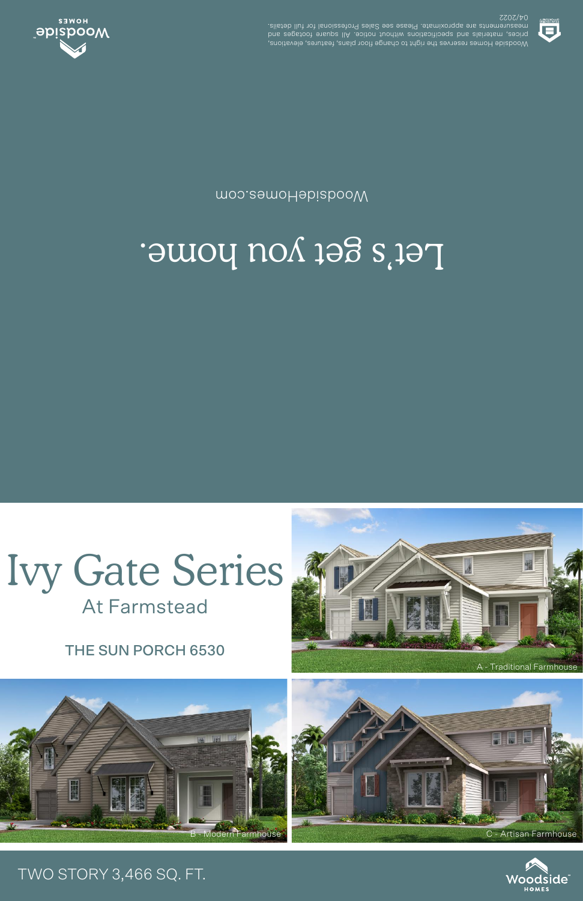Woodside Homes reserves the right to change floor plans, features, elevations, prices, materials and specifications without notice. All square footages and measurements are approximate. Please see Sales Professional for full details. 04/2022

# Let's get you home.

WoodsideHomes.com

# Ivy Gate Series

## At Farmstead

### THE SUN PORCH 6530

A - Traditional Farmhouse

B - Modern Farmhouse

C - Artisan Farmhouse

TWO STORY 3,466 SQ. FT.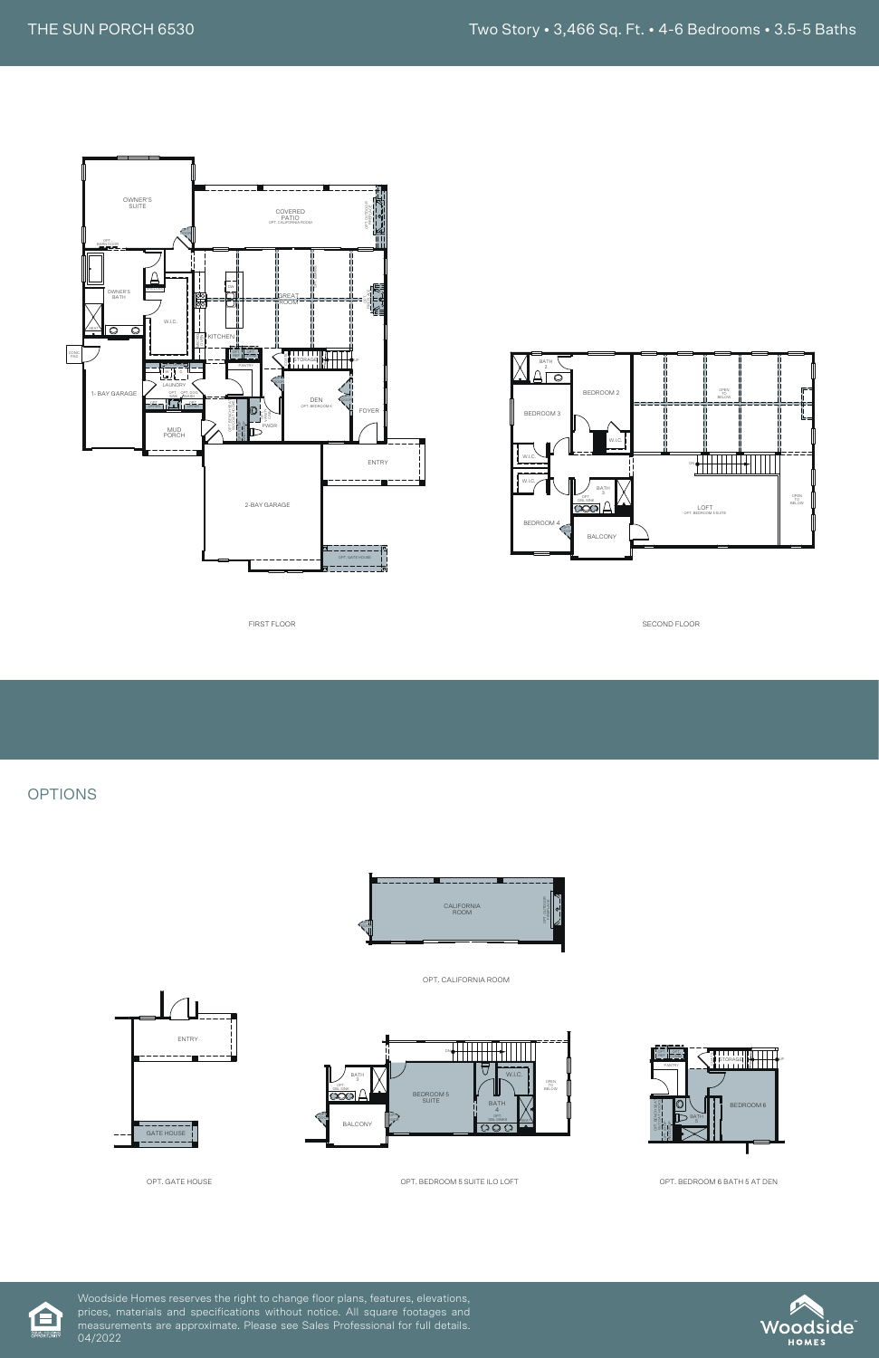THE SUN PORCH 6530

Two Story • 3,466 Sq. Ft. • 4-6 Bedrooms • 3.5-5 Baths

FIRST FLOOR

SECOND FLOOR

OPTIONS

OPT. CALIFORNIA ROOM

OPT. GATE HOUSE

OPT. BEDROOM 5 SUITE ILO LOFT

OPT. BEDROOM 6 BATH 5 AT DEN

Woodside Homes reserves the right to change floor plans, features, elevations, prices, materials and specifications without notice. All square footages and measurements are approximate. Please see Sales Professional for full details. 04/2022

Woodside HOMES